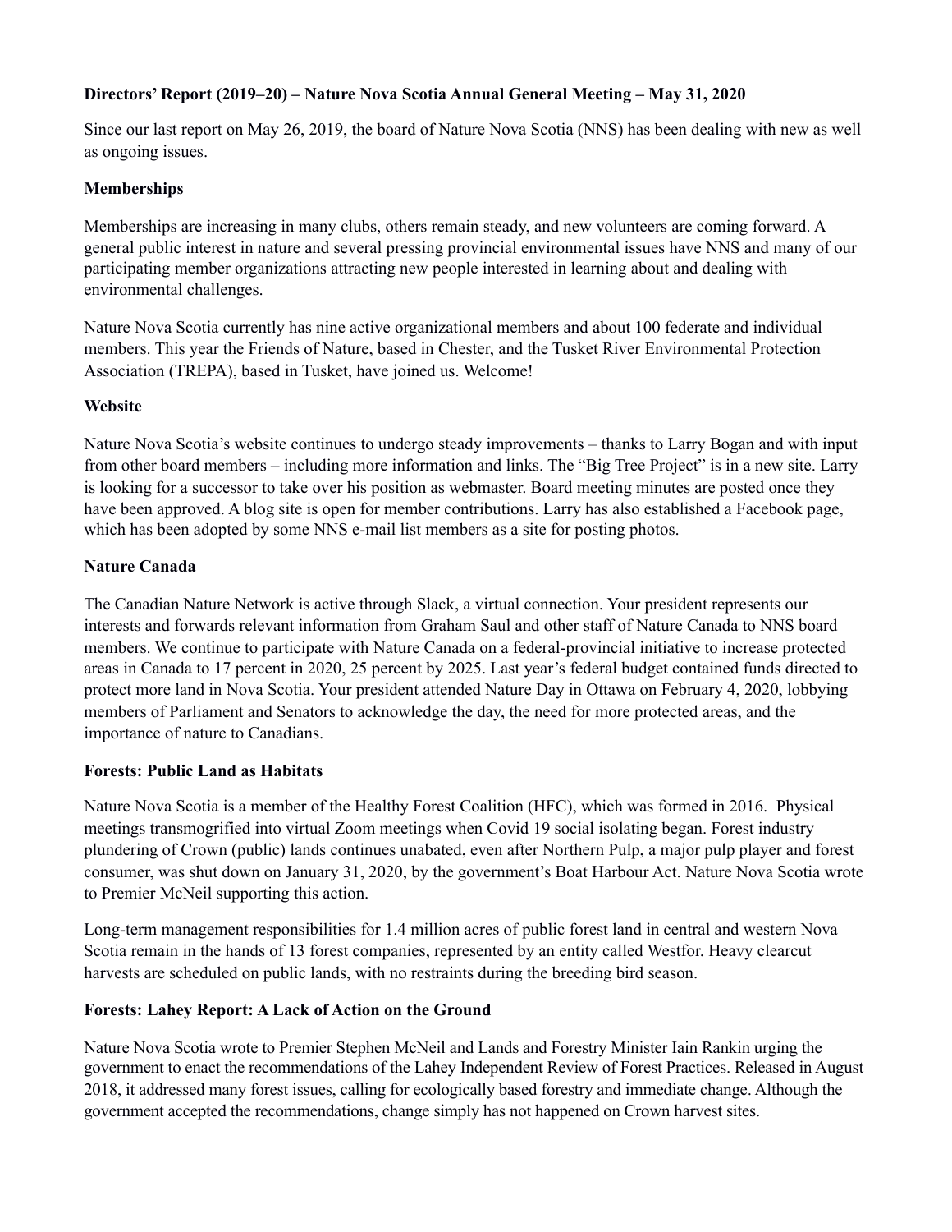**Directors' Report (2019–20) – Nature Nova Scotia Annual General Meeting – May 31, 2020**

Since our last report on May 26, 2019, the board of Nature Nova Scotia (NNS) has been dealing with new as well as ongoing issues.

**Memberships**

Memberships are increasing in many clubs, others remain steady, and new volunteers are coming forward. A general public interest in nature and several pressing provincial environmental issues have NNS and many of our participating member organizations attracting new people interested in learning about and dealing with environmental challenges.

Nature Nova Scotia currently has nine active organizational members and about 100 federate and individual members. This year the Friends of Nature, based in Chester, and the Tusket River Environmental Protection Association (TREPA), based in Tusket, have joined us. Welcome!

**Website**

Nature Nova Scotia's website continues to undergo steady improvements – thanks to Larry Bogan and with input from other board members – including more information and links. The "Big Tree Project" is in a new site. Larry is looking for a successor to take over his position as webmaster. Board meeting minutes are posted once they have been approved. A blog site is open for member contributions. Larry has also established a Facebook page, which has been adopted by some NNS e-mail list members as a site for posting photos.

**Nature Canada**

The Canadian Nature Network is active through Slack, a virtual connection. Your president represents our interests and forwards relevant information from Graham Saul and other staff of Nature Canada to NNS board members. We continue to participate with Nature Canada on a federal-provincial initiative to increase protected areas in Canada to 17 percent in 2020, 25 percent by 2025. Last year's federal budget contained funds directed to protect more land in Nova Scotia. Your president attended Nature Day in Ottawa on February 4, 2020, lobbying members of Parliament and Senators to acknowledge the day, the need for more protected areas, and the importance of nature to Canadians.

**Forests: Public Land as Habitats**

Nature Nova Scotia is a member of the Healthy Forest Coalition (HFC), which was formed in 2016. Physical meetings transmogrified into virtual Zoom meetings when Covid 19 social isolating began. Forest industry plundering of Crown (public) lands continues unabated, even after Northern Pulp, a major pulp player and forest consumer, was shut down on January 31, 2020, by the government's Boat Harbour Act. Nature Nova Scotia wrote to Premier McNeil supporting this action.

Long-term management responsibilities for 1.4 million acres of public forest land in central and western Nova Scotia remain in the hands of 13 forest companies, represented by an entity called Westfor. Heavy clearcut harvests are scheduled on public lands, with no restraints during the breeding bird season.

**Forests: Lahey Report: A Lack of Action on the Ground**

Nature Nova Scotia wrote to Premier Stephen McNeil and Lands and Forestry Minister Iain Rankin urging the government to enact the recommendations of the Lahey Independent Review of Forest Practices. Released in August 2018, it addressed many forest issues, calling for ecologically based forestry and immediate change. Although the government accepted the recommendations, change simply has not happened on Crown harvest sites.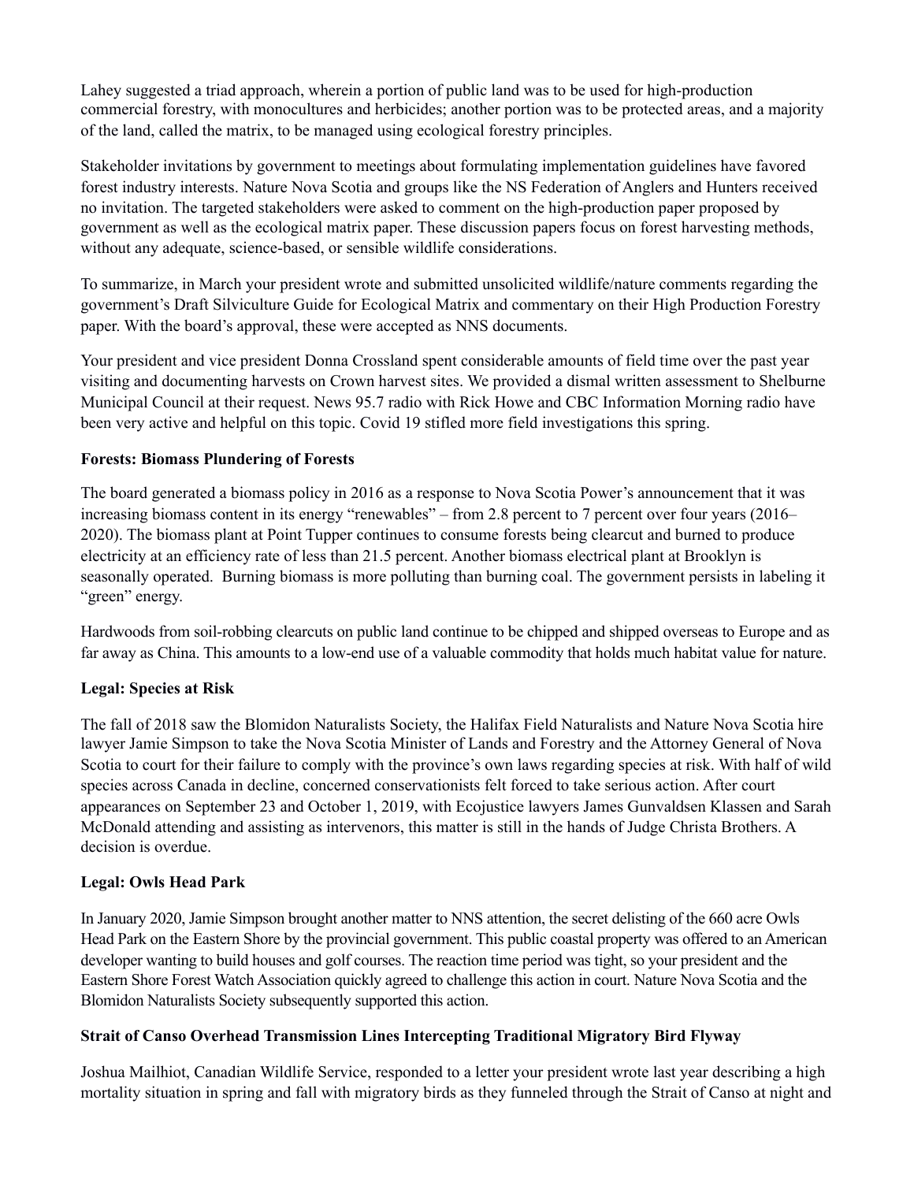Lahey suggested a triad approach, wherein a portion of public land was to be used for high-production commercial forestry, with monocultures and herbicides; another portion was to be protected areas, and a majority of the land, called the matrix, to be managed using ecological forestry principles.

Stakeholder invitations by government to meetings about formulating implementation guidelines have favored forest industry interests. Nature Nova Scotia and groups like the NS Federation of Anglers and Hunters received no invitation. The targeted stakeholders were asked to comment on the high-production paper proposed by government as well as the ecological matrix paper. These discussion papers focus on forest harvesting methods, without any adequate, science-based, or sensible wildlife considerations.

To summarize, in March your president wrote and submitted unsolicited wildlife/nature comments regarding the government's Draft Silviculture Guide for Ecological Matrix and commentary on their High Production Forestry paper. With the board's approval, these were accepted as NNS documents.

Your president and vice president Donna Crossland spent considerable amounts of field time over the past year visiting and documenting harvests on Crown harvest sites. We provided a dismal written assessment to Shelburne Municipal Council at their request. News 95.7 radio with Rick Howe and CBC Information Morning radio have been very active and helpful on this topic. Covid 19 stifled more field investigations this spring.

**Forests: Biomass Plundering of Forests**

The board generated a biomass policy in 2016 as a response to Nova Scotia Power's announcement that it was increasing biomass content in its energy "renewables" – from 2.8 percent to 7 percent over four years (2016–2020). The biomass plant at Point Tupper continues to consume forests being clearcut and burned to produce electricity at an efficiency rate of less than 21.5 percent. Another biomass electrical plant at Brooklyn is seasonally operated. Burning biomass is more polluting than burning coal. The government persists in labeling it "green" energy.

Hardwoods from soil-robbing clearcuts on public land continue to be chipped and shipped overseas to Europe and as far away as China. This amounts to a low-end use of a valuable commodity that holds much habitat value for nature.

**Legal: Species at Risk**

The fall of 2018 saw the Blomidon Naturalists Society, the Halifax Field Naturalists and Nature Nova Scotia hire lawyer Jamie Simpson to take the Nova Scotia Minister of Lands and Forestry and the Attorney General of Nova Scotia to court for their failure to comply with the province's own laws regarding species at risk. With half of wild species across Canada in decline, concerned conservationists felt forced to take serious action. After court appearances on September 23 and October 1, 2019, with Ecojustice lawyers James Gunvaldsen Klassen and Sarah McDonald attending and assisting as intervenors, this matter is still in the hands of Judge Christa Brothers. A decision is overdue.

**Legal: Owls Head Park**

In January 2020, Jamie Simpson brought another matter to NNS attention, the secret delisting of the 660 acre Owls Head Park on the Eastern Shore by the provincial government. This public coastal property was offered to an American developer wanting to build houses and golf courses. The reaction time period was tight, so your president and the Eastern Shore Forest Watch Association quickly agreed to challenge this action in court. Nature Nova Scotia and the Blomidon Naturalists Society subsequently supported this action.

**Strait of Canso Overhead Transmission Lines Intercepting Traditional Migratory Bird Flyway**

Joshua Mailhiot, Canadian Wildlife Service, responded to a letter your president wrote last year describing a high mortality situation in spring and fall with migratory birds as they funneled through the Strait of Canso at night and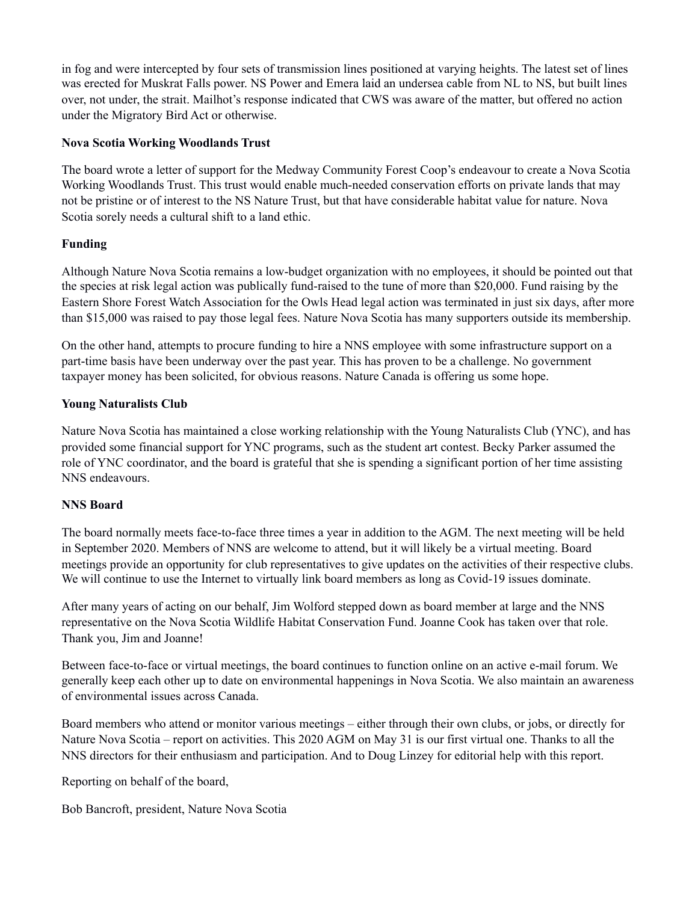in fog and were intercepted by four sets of transmission lines positioned at varying heights. The latest set of lines was erected for Muskrat Falls power. NS Power and Emera laid an undersea cable from NL to NS, but built lines over, not under, the strait. Mailhot's response indicated that CWS was aware of the matter, but offered no action under the Migratory Bird Act or otherwise.

**Nova Scotia Working Woodlands Trust**

The board wrote a letter of support for the Medway Community Forest Coop's endeavour to create a Nova Scotia Working Woodlands Trust. This trust would enable much-needed conservation efforts on private lands that may not be pristine or of interest to the NS Nature Trust, but that have considerable habitat value for nature. Nova Scotia sorely needs a cultural shift to a land ethic.

**Funding**

Although Nature Nova Scotia remains a low-budget organization with no employees, it should be pointed out that the species at risk legal action was publically fund-raised to the tune of more than $20,000. Fund raising by the Eastern Shore Forest Watch Association for the Owls Head legal action was terminated in just six days, after more than $15,000 was raised to pay those legal fees. Nature Nova Scotia has many supporters outside its membership.

On the other hand, attempts to procure funding to hire a NNS employee with some infrastructure support on a part-time basis have been underway over the past year. This has proven to be a challenge. No government taxpayer money has been solicited, for obvious reasons. Nature Canada is offering us some hope.

**Young Naturalists Club**

Nature Nova Scotia has maintained a close working relationship with the Young Naturalists Club (YNC), and has provided some financial support for YNC programs, such as the student art contest. Becky Parker assumed the role of YNC coordinator, and the board is grateful that she is spending a significant portion of her time assisting NNS endeavours.

**NNS Board**

The board normally meets face-to-face three times a year in addition to the AGM. The next meeting will be held in September 2020. Members of NNS are welcome to attend, but it will likely be a virtual meeting. Board meetings provide an opportunity for club representatives to give updates on the activities of their respective clubs. We will continue to use the Internet to virtually link board members as long as Covid-19 issues dominate.

After many years of acting on our behalf, Jim Wolford stepped down as board member at large and the NNS representative on the Nova Scotia Wildlife Habitat Conservation Fund. Joanne Cook has taken over that role. Thank you, Jim and Joanne!

Between face-to-face or virtual meetings, the board continues to function online on an active e-mail forum. We generally keep each other up to date on environmental happenings in Nova Scotia. We also maintain an awareness of environmental issues across Canada.

Board members who attend or monitor various meetings – either through their own clubs, or jobs, or directly for Nature Nova Scotia – report on activities. This 2020 AGM on May 31 is our first virtual one. Thanks to all the NNS directors for their enthusiasm and participation. And to Doug Linzey for editorial help with this report.

Reporting on behalf of the board,

Bob Bancroft, president, Nature Nova Scotia